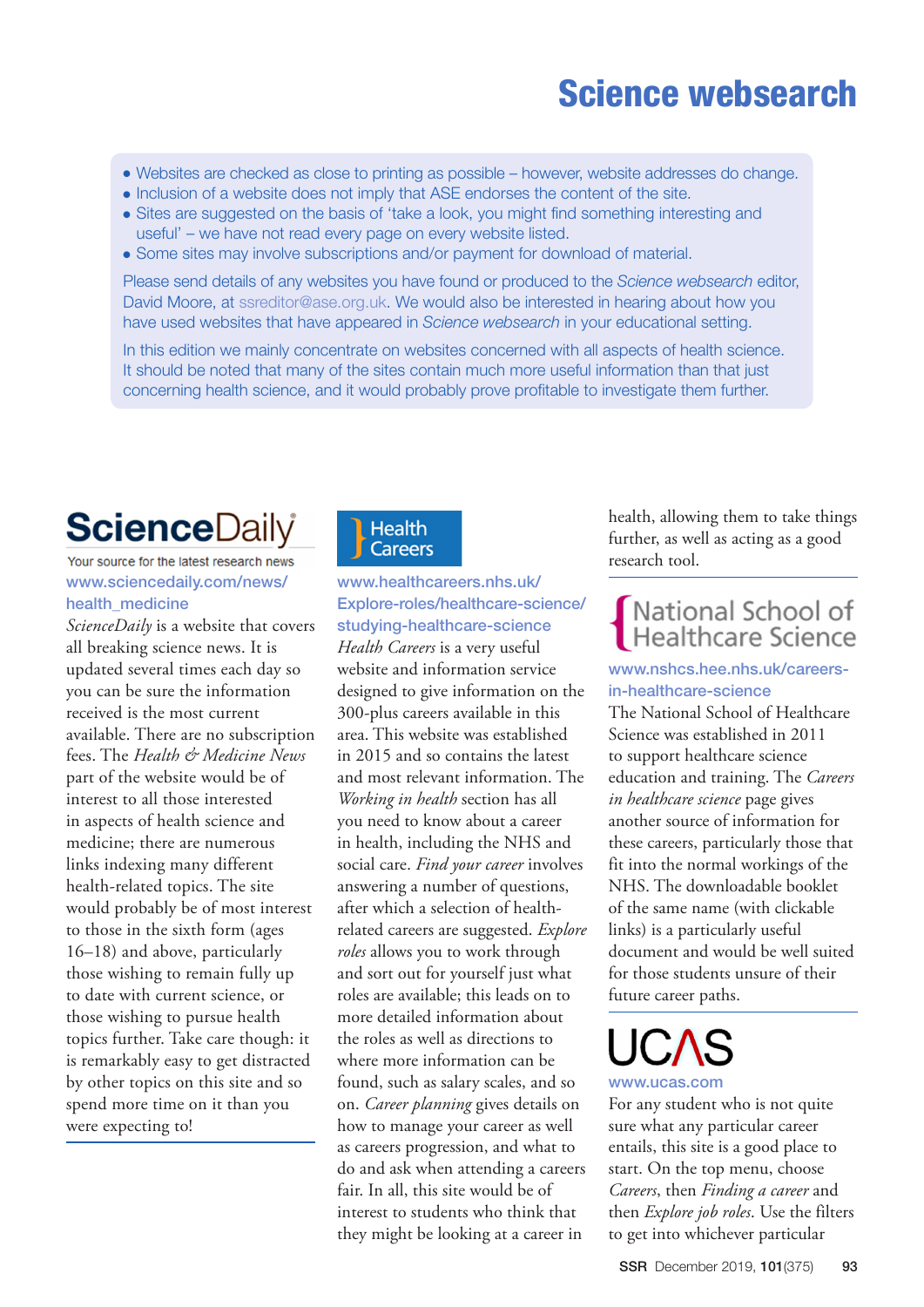# Science websearch

- Websites are checked as close to printing as possible – however, website addresses do change.
- Inclusion of a website does not imply that ASE endorses the content of the site.
- Sites are suggested on the basis of 'take a look, you might find something interesting and useful' – we have not read every page on every website listed.
- Some sites may involve subscriptions and/or payment for download of material.

Please send details of any websites you have found or produced to the *Science websearch* editor, David Moore, at ssreditor@ase.org.uk. We would also be interested in hearing about how you have used websites that have appeared in *Science websearch* in your educational setting.

In this edition we mainly concentrate on websites concerned with all aspects of health science. It should be noted that many of the sites contain much more useful information than that just concerning health science, and it would probably prove profitable to investigate them further.

## ScienceDaily

Your source for the latest research news

www.sciencedaily.com/news/health_medicine

*ScienceDaily* is a website that covers all breaking science news. It is updated several times each day so you can be sure the information received is the most current available. There are no subscription fees. The *Health & Medicine News* part of the website would be of interest to all those interested in aspects of health science and medicine; there are numerous links indexing many different health-related topics. The site would probably be of most interest to those in the sixth form (ages 16–18) and above, particularly those wishing to remain fully up to date with current science, or those wishing to pursue health topics further. Take care though: it is remarkably easy to get distracted by other topics on this site and so spend more time on it than you were expecting to!

## Health Careers

www.healthcareers.nhs.uk/Explore-roles/healthcare-science/studying-healthcare-science

*Health Careers* is a very useful website and information service designed to give information on the 300-plus careers available in this area. This website was established in 2015 and so contains the latest and most relevant information. The *Working in health* section has all you need to know about a career in health, including the NHS and social care. *Find your career* involves answering a number of questions, after which a selection of health-related careers are suggested. *Explore roles* allows you to work through and sort out for yourself just what roles are available; this leads on to more detailed information about the roles as well as directions to where more information can be found, such as salary scales, and so on. *Career planning* gives details on how to manage your career as well as careers progression, and what to do and ask when attending a careers fair. In all, this site would be of interest to students who think that they might be looking at a career in health, allowing them to take things further, as well as acting as a good research tool.

## National School of Healthcare Science

www.nshcs.hee.nhs.uk/careers-in-healthcare-science

The National School of Healthcare Science was established in 2011 to support healthcare science education and training. The *Careers in healthcare science* page gives another source of information for these careers, particularly those that fit into the normal workings of the NHS. The downloadable booklet of the same name (with clickable links) is a particularly useful document and would be well suited for those students unsure of their future career paths.

## UCAS

www.ucas.com

For any student who is not quite sure what any particular career entails, this site is a good place to start. On the top menu, choose *Careers*, then *Finding a career* and then *Explore job roles*. Use the filters to get into whichever particular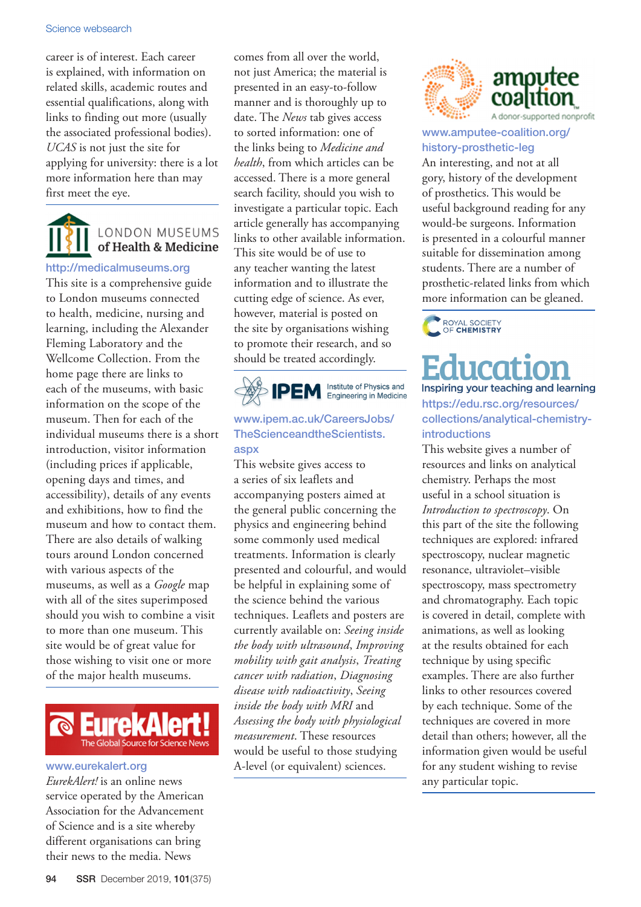career is of interest. Each career is explained, with information on related skills, academic routes and essential qualifications, along with links to finding out more (usually the associated professional bodies). *UCAS* is not just the site for applying for university: there is a lot more information here than may first meet the eye.

## LONDON MUSEUMS of Health & Medicine

http://medicalmuseums.org

This site is a comprehensive guide to London museums connected to health, medicine, nursing and learning, including the Alexander Fleming Laboratory and the Wellcome Collection. From the home page there are links to each of the museums, with basic information on the scope of the museum. Then for each of the individual museums there is a short introduction, visitor information (including prices if applicable, opening days and times, and accessibility), details of any events and exhibitions, how to find the museum and how to contact them. There are also details of walking tours around London concerned with various aspects of the museums, as well as a *Google* map with all of the sites superimposed should you wish to combine a visit to more than one museum. This site would be of great value for those wishing to visit one or more of the major health museums.

## EurekAlert! The Global Source for Science News

www.eurekalert.org

*EurekAlert!* is an online news service operated by the American Association for the Advancement of Science and is a site whereby different organisations can bring their news to the media. News comes from all over the world, not just America; the material is presented in an easy-to-follow manner and is thoroughly up to date. The *News* tab gives access to sorted information: one of the links being to *Medicine and health*, from which articles can be accessed. There is a more general search facility, should you wish to investigate a particular topic. Each article generally has accompanying links to other available information. This site would be of use to any teacher wanting the latest information and to illustrate the cutting edge of science. As ever, however, material is posted on the site by organisations wishing to promote their research, and so should be treated accordingly.

## IPEM Institute of Physics and Engineering in Medicine

www.ipem.ac.uk/CareersJobs/TheScienceandtheScientists.aspx

This website gives access to a series of six leaflets and accompanying posters aimed at the general public concerning the physics and engineering behind some commonly used medical treatments. Information is clearly presented and colourful, and would be helpful in explaining some of the science behind the various techniques. Leaflets and posters are currently available on: *Seeing inside the body with ultrasound*, *Improving mobility with gait analysis*, *Treating cancer with radiation*, *Diagnosing disease with radioactivity*, *Seeing inside the body with MRI* and *Assessing the body with physiological measurement*. These resources would be useful to those studying A-level (or equivalent) sciences.

## amputee coalition — A donor-supported nonprofit

www.amputee-coalition.org/history-prosthetic-leg

An interesting, and not at all gory, history of the development of prosthetics. This would be useful background reading for any would-be surgeons. Information is presented in a colourful manner suitable for dissemination among students. There are a number of prosthetic-related links from which more information can be gleaned.

## ROYAL SOCIETY OF CHEMISTRY Education — Inspiring your teaching and learning

https://edu.rsc.org/resources/collections/analytical-chemistry-introductions

This website gives a number of resources and links on analytical chemistry. Perhaps the most useful in a school situation is *Introduction to spectroscopy*. On this part of the site the following techniques are explored: infrared spectroscopy, nuclear magnetic resonance, ultraviolet–visible spectroscopy, mass spectrometry and chromatography. Each topic is covered in detail, complete with animations, as well as looking at the results obtained for each technique by using specific examples. There are also further links to other resources covered by each technique. Some of the techniques are covered in more detail than others; however, all the information given would be useful for any student wishing to revise any particular topic.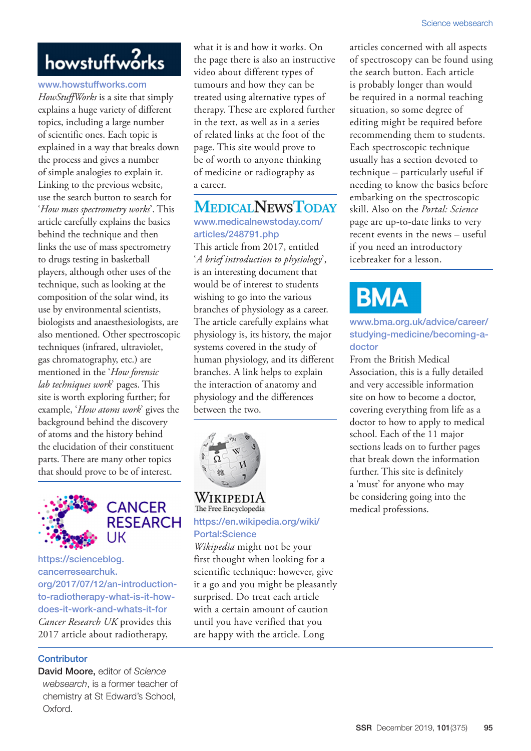## howstuffworks

www.howstuffworks.com

*HowStuffWorks* is a site that simply explains a huge variety of different topics, including a large number of scientific ones. Each topic is explained in a way that breaks down the process and gives a number of simple analogies to explain it. Linking to the previous website, use the search button to search for '*How mass spectrometry works*'. This article carefully explains the basics behind the technique and then links the use of mass spectrometry to drugs testing in basketball players, although other uses of the technique, such as looking at the composition of the solar wind, its use by environmental scientists, biologists and anaesthesiologists, are also mentioned. Other spectroscopic techniques (infrared, ultraviolet, gas chromatography, etc.) are mentioned in the '*How forensic lab techniques work*' pages. This site is worth exploring further; for example, '*How atoms work*' gives the background behind the discovery of atoms and the history behind the elucidation of their constituent parts. There are many other topics that should prove to be of interest.

## CANCER RESEARCH UK

https://scienceblog.cancerresearchuk.org/2017/07/12/an-introduction-to-radiotherapy-what-is-it-how-does-it-work-and-whats-it-for

*Cancer Research UK* provides this 2017 article about radiotherapy, what it is and how it works. On the page there is also an instructive video about different types of tumours and how they can be treated using alternative types of therapy. These are explored further in the text, as well as in a series of related links at the foot of the page. This site would prove to be of worth to anyone thinking of medicine or radiography as a career.

## MedicalNewsToday

www.medicalnewstoday.com/articles/248791.php

This article from 2017, entitled '*A brief introduction to physiology*', is an interesting document that would be of interest to students wishing to go into the various branches of physiology as a career. The article carefully explains what physiology is, its history, the major systems covered in the study of human physiology, and its different branches. A link helps to explain the interaction of anatomy and physiology and the differences between the two.

## Wikipedia
The Free Encyclopedia

https://en.wikipedia.org/wiki/Portal:Science

*Wikipedia* might not be your first thought when looking for a scientific technique: however, give it a go and you might be pleasantly surprised. Do treat each article with a certain amount of caution until you have verified that you are happy with the article. Long articles concerned with all aspects of spectroscopy can be found using the search button. Each article is probably longer than would be required in a normal teaching situation, so some degree of editing might be required before recommending them to students. Each spectroscopic technique usually has a section devoted to technique – particularly useful if needing to know the basics before embarking on the spectroscopic skill. Also on the *Portal: Science* page are up-to-date links to very recent events in the news – useful if you need an introductory icebreaker for a lesson.

## BMA

www.bma.org.uk/advice/career/studying-medicine/becoming-a-doctor

From the British Medical Association, this is a fully detailed and very accessible information site on how to become a doctor, covering everything from life as a doctor to how to apply to medical school. Each of the 11 major sections leads on to further pages that break down the information further. This site is definitely a 'must' for anyone who may be considering going into the medical professions.

---

**Contributor**

**David Moore,** editor of *Science websearch*, is a former teacher of chemistry at St Edward's School, Oxford.